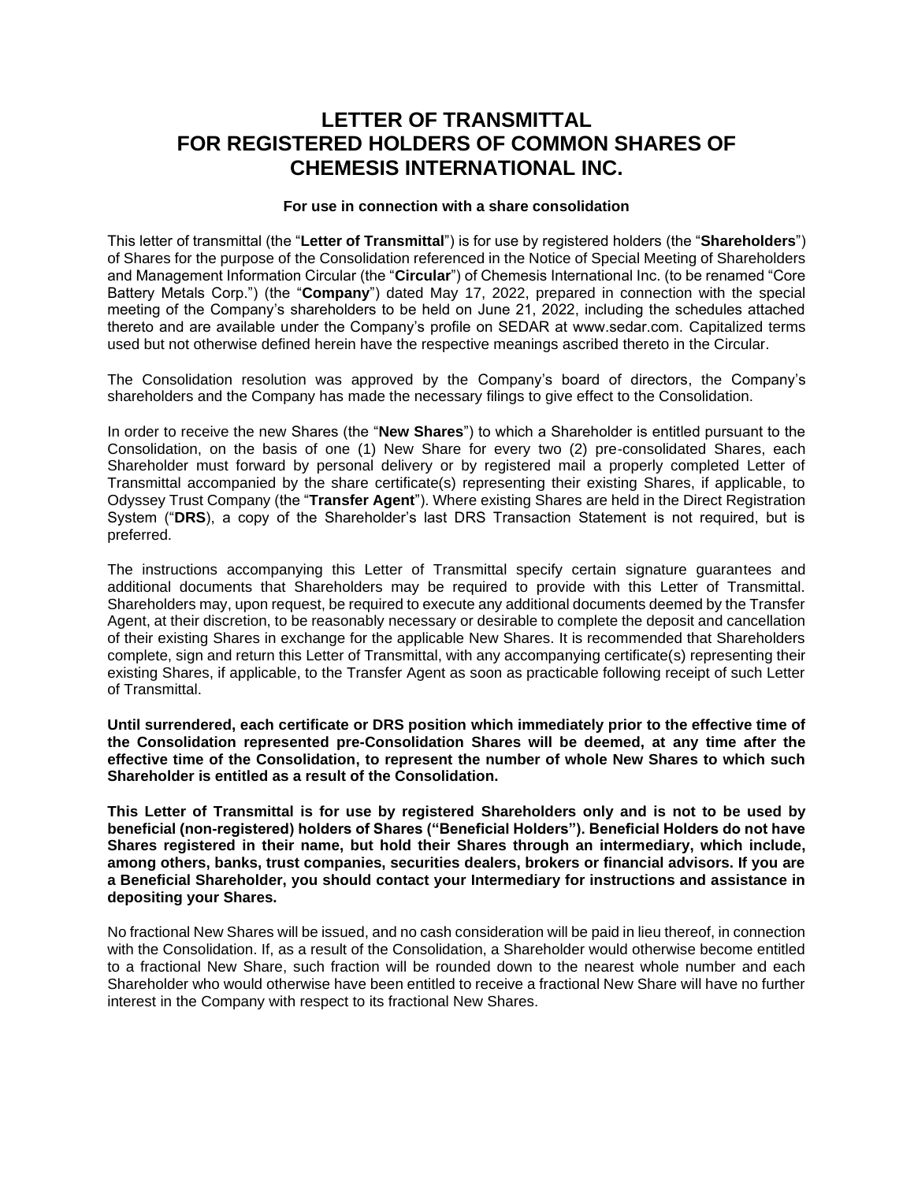# LETTER OF TRANSMITTAL FOR REGISTERED HOLDERS OF COMMON SHARES OF CHEMESIS INTERNATIONAL INC.

**For use in connection with a share consolidation**

This letter of transmittal (the "**Letter of Transmittal**") is for use by registered holders (the "**Shareholders**") of Shares for the purpose of the Consolidation referenced in the Notice of Special Meeting of Shareholders and Management Information Circular (the "**Circular**") of Chemesis International Inc. (to be renamed "Core Battery Metals Corp.") (the "**Company**") dated May 17, 2022, prepared in connection with the special meeting of the Company's shareholders to be held on June 21, 2022, including the schedules attached thereto and are available under the Company's profile on SEDAR at www.sedar.com. Capitalized terms used but not otherwise defined herein have the respective meanings ascribed thereto in the Circular.

The Consolidation resolution was approved by the Company's board of directors, the Company's shareholders and the Company has made the necessary filings to give effect to the Consolidation.

In order to receive the new Shares (the "**New Shares**") to which a Shareholder is entitled pursuant to the Consolidation, on the basis of one (1) New Share for every two (2) pre-consolidated Shares, each Shareholder must forward by personal delivery or by registered mail a properly completed Letter of Transmittal accompanied by the share certificate(s) representing their existing Shares, if applicable, to Odyssey Trust Company (the "**Transfer Agent**"). Where existing Shares are held in the Direct Registration System ("**DRS**), a copy of the Shareholder's last DRS Transaction Statement is not required, but is preferred.

The instructions accompanying this Letter of Transmittal specify certain signature guarantees and additional documents that Shareholders may be required to provide with this Letter of Transmittal. Shareholders may, upon request, be required to execute any additional documents deemed by the Transfer Agent, at their discretion, to be reasonably necessary or desirable to complete the deposit and cancellation of their existing Shares in exchange for the applicable New Shares. It is recommended that Shareholders complete, sign and return this Letter of Transmittal, with any accompanying certificate(s) representing their existing Shares, if applicable, to the Transfer Agent as soon as practicable following receipt of such Letter of Transmittal.

**Until surrendered, each certificate or DRS position which immediately prior to the effective time of the Consolidation represented pre-Consolidation Shares will be deemed, at any time after the effective time of the Consolidation, to represent the number of whole New Shares to which such Shareholder is entitled as a result of the Consolidation.**

**This Letter of Transmittal is for use by registered Shareholders only and is not to be used by beneficial (non-registered) holders of Shares ("Beneficial Holders"). Beneficial Holders do not have Shares registered in their name, but hold their Shares through an intermediary, which include, among others, banks, trust companies, securities dealers, brokers or financial advisors. If you are a Beneficial Shareholder, you should contact your Intermediary for instructions and assistance in depositing your Shares.**

No fractional New Shares will be issued, and no cash consideration will be paid in lieu thereof, in connection with the Consolidation. If, as a result of the Consolidation, a Shareholder would otherwise become entitled to a fractional New Share, such fraction will be rounded down to the nearest whole number and each Shareholder who would otherwise have been entitled to receive a fractional New Share will have no further interest in the Company with respect to its fractional New Shares.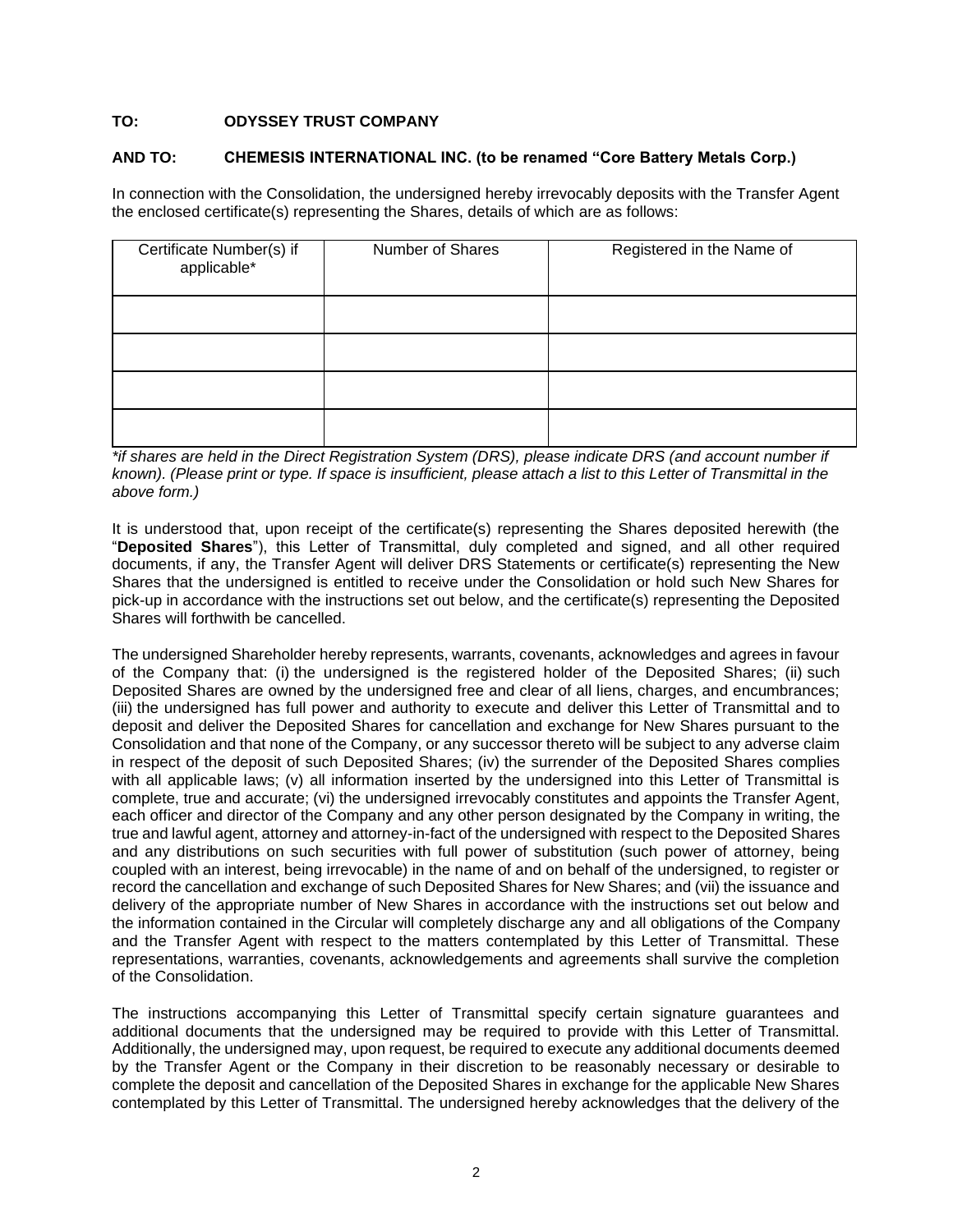**TO: ODYSSEY TRUST COMPANY**

**AND TO: CHEMESIS INTERNATIONAL INC. (to be renamed "Core Battery Metals Corp.)**

In connection with the Consolidation, the undersigned hereby irrevocably deposits with the Transfer Agent the enclosed certificate(s) representing the Shares, details of which are as follows:

| Certificate Number(s) if applicable* | Number of Shares | Registered in the Name of |
|---|---|---|
| | | |
| | | |
| | | |
| | | |

*\*if shares are held in the Direct Registration System (DRS), please indicate DRS (and account number if known). (Please print or type. If space is insufficient, please attach a list to this Letter of Transmittal in the above form.)*

It is understood that, upon receipt of the certificate(s) representing the Shares deposited herewith (the "**Deposited Shares**"), this Letter of Transmittal, duly completed and signed, and all other required documents, if any, the Transfer Agent will deliver DRS Statements or certificate(s) representing the New Shares that the undersigned is entitled to receive under the Consolidation or hold such New Shares for pick-up in accordance with the instructions set out below, and the certificate(s) representing the Deposited Shares will forthwith be cancelled.

The undersigned Shareholder hereby represents, warrants, covenants, acknowledges and agrees in favour of the Company that: (i) the undersigned is the registered holder of the Deposited Shares; (ii) such Deposited Shares are owned by the undersigned free and clear of all liens, charges, and encumbrances; (iii) the undersigned has full power and authority to execute and deliver this Letter of Transmittal and to deposit and deliver the Deposited Shares for cancellation and exchange for New Shares pursuant to the Consolidation and that none of the Company, or any successor thereto will be subject to any adverse claim in respect of the deposit of such Deposited Shares; (iv) the surrender of the Deposited Shares complies with all applicable laws; (v) all information inserted by the undersigned into this Letter of Transmittal is complete, true and accurate; (vi) the undersigned irrevocably constitutes and appoints the Transfer Agent, each officer and director of the Company and any other person designated by the Company in writing, the true and lawful agent, attorney and attorney-in-fact of the undersigned with respect to the Deposited Shares and any distributions on such securities with full power of substitution (such power of attorney, being coupled with an interest, being irrevocable) in the name of and on behalf of the undersigned, to register or record the cancellation and exchange of such Deposited Shares for New Shares; and (vii) the issuance and delivery of the appropriate number of New Shares in accordance with the instructions set out below and the information contained in the Circular will completely discharge any and all obligations of the Company and the Transfer Agent with respect to the matters contemplated by this Letter of Transmittal. These representations, warranties, covenants, acknowledgements and agreements shall survive the completion of the Consolidation.

The instructions accompanying this Letter of Transmittal specify certain signature guarantees and additional documents that the undersigned may be required to provide with this Letter of Transmittal. Additionally, the undersigned may, upon request, be required to execute any additional documents deemed by the Transfer Agent or the Company in their discretion to be reasonably necessary or desirable to complete the deposit and cancellation of the Deposited Shares in exchange for the applicable New Shares contemplated by this Letter of Transmittal. The undersigned hereby acknowledges that the delivery of the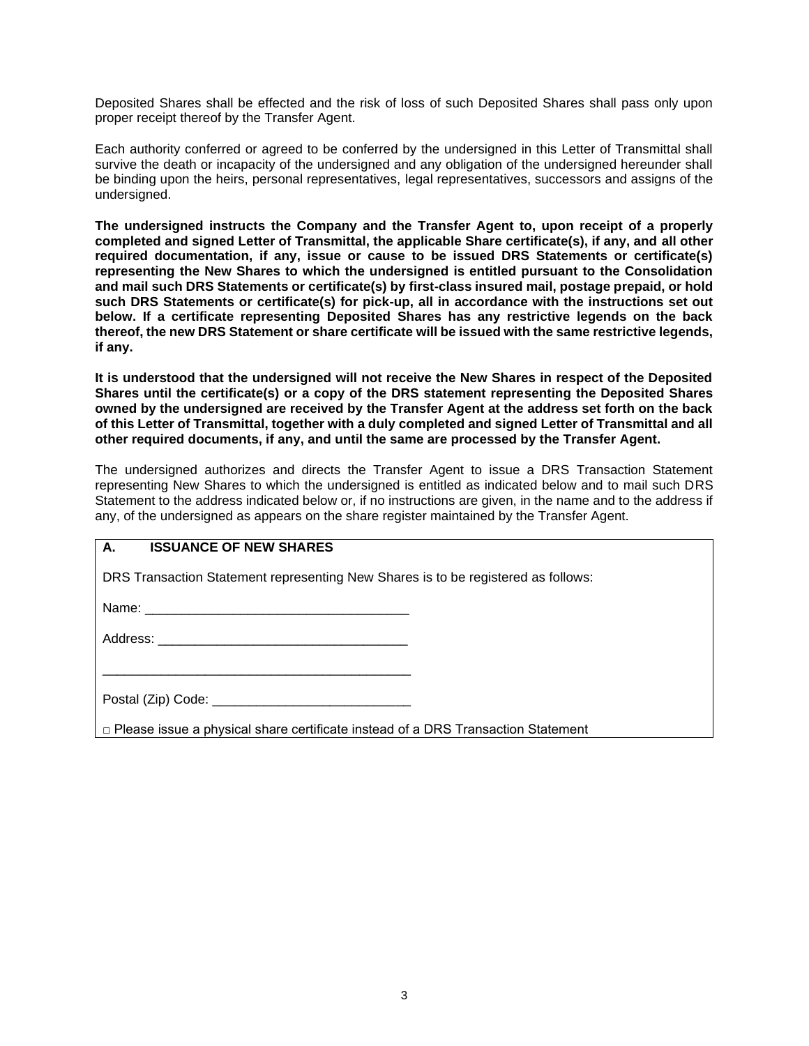Deposited Shares shall be effected and the risk of loss of such Deposited Shares shall pass only upon proper receipt thereof by the Transfer Agent.

Each authority conferred or agreed to be conferred by the undersigned in this Letter of Transmittal shall survive the death or incapacity of the undersigned and any obligation of the undersigned hereunder shall be binding upon the heirs, personal representatives, legal representatives, successors and assigns of the undersigned.

**The undersigned instructs the Company and the Transfer Agent to, upon receipt of a properly completed and signed Letter of Transmittal, the applicable Share certificate(s), if any, and all other required documentation, if any, issue or cause to be issued DRS Statements or certificate(s) representing the New Shares to which the undersigned is entitled pursuant to the Consolidation and mail such DRS Statements or certificate(s) by first-class insured mail, postage prepaid, or hold such DRS Statements or certificate(s) for pick-up, all in accordance with the instructions set out below. If a certificate representing Deposited Shares has any restrictive legends on the back thereof, the new DRS Statement or share certificate will be issued with the same restrictive legends, if any.**

**It is understood that the undersigned will not receive the New Shares in respect of the Deposited Shares until the certificate(s) or a copy of the DRS statement representing the Deposited Shares owned by the undersigned are received by the Transfer Agent at the address set forth on the back of this Letter of Transmittal, together with a duly completed and signed Letter of Transmittal and all other required documents, if any, and until the same are processed by the Transfer Agent.**

The undersigned authorizes and directs the Transfer Agent to issue a DRS Transaction Statement representing New Shares to which the undersigned is entitled as indicated below and to mail such DRS Statement to the address indicated below or, if no instructions are given, in the name and to the address if any, of the undersigned as appears on the share register maintained by the Transfer Agent.

**A. ISSUANCE OF NEW SHARES**

DRS Transaction Statement representing New Shares is to be registered as follows:

Name: ___________________________________

Address: _________________________________

__________________________________________

Postal (Zip) Code: __________________________

□ Please issue a physical share certificate instead of a DRS Transaction Statement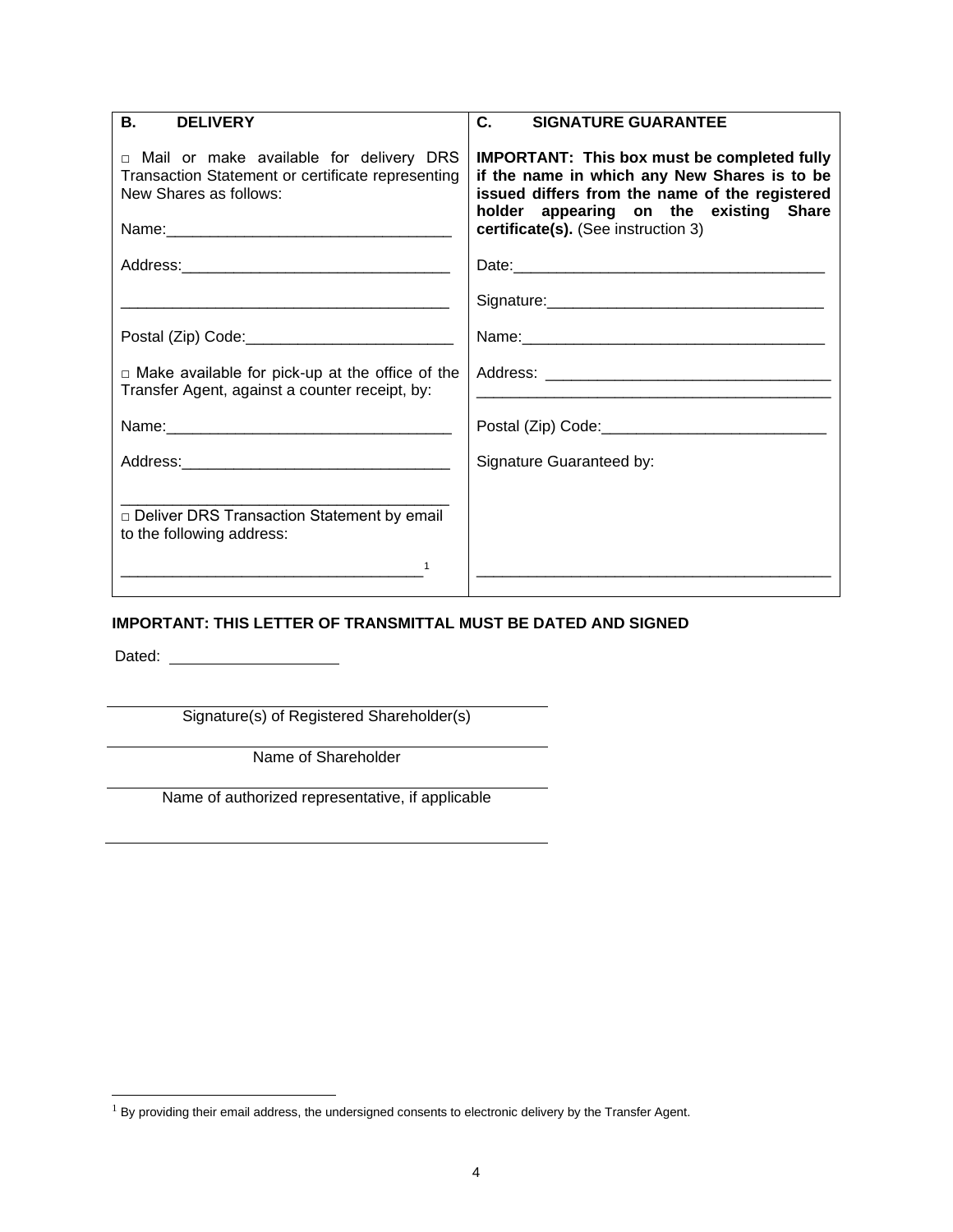| **B. DELIVERY** | **C. SIGNATURE GUARANTEE** |
| --- | --- |
| □ Mail or make available for delivery DRS Transaction Statement or certificate representing New Shares as follows: | **IMPORTANT: This box must be completed fully if the name in which any New Shares is to be issued differs from the name of the registered holder appearing on the existing Share certificate(s).** (See instruction 3) |
| Name:_________________________________ | Date:____________________________________ |
| Address:_______________________________ | Signature:________________________________ |
| _____________________________________ | Name:___________________________________ |
| Postal (Zip) Code:________________________ | Address: _________________________________ |
| □ Make available for pick-up at the office of the Transfer Agent, against a counter receipt, by: | Postal (Zip) Code:__________________________ |
| Name:_________________________________ | Signature Guaranteed by: |
| Address:_______________________________ | |
| _____________________________________ | |
| □ Deliver DRS Transaction Statement by email to the following address: | |
| ___________________________________[1] | __________________________________________ |

**IMPORTANT: THIS LETTER OF TRANSMITTAL MUST BE DATED AND SIGNED**

Dated: ____________________

_______________________________________________
Signature(s) of Registered Shareholder(s)

_______________________________________________
Name of Shareholder

_______________________________________________
Name of authorized representative, if applicable

_______________________________________________

[1] By providing their email address, the undersigned consents to electronic delivery by the Transfer Agent.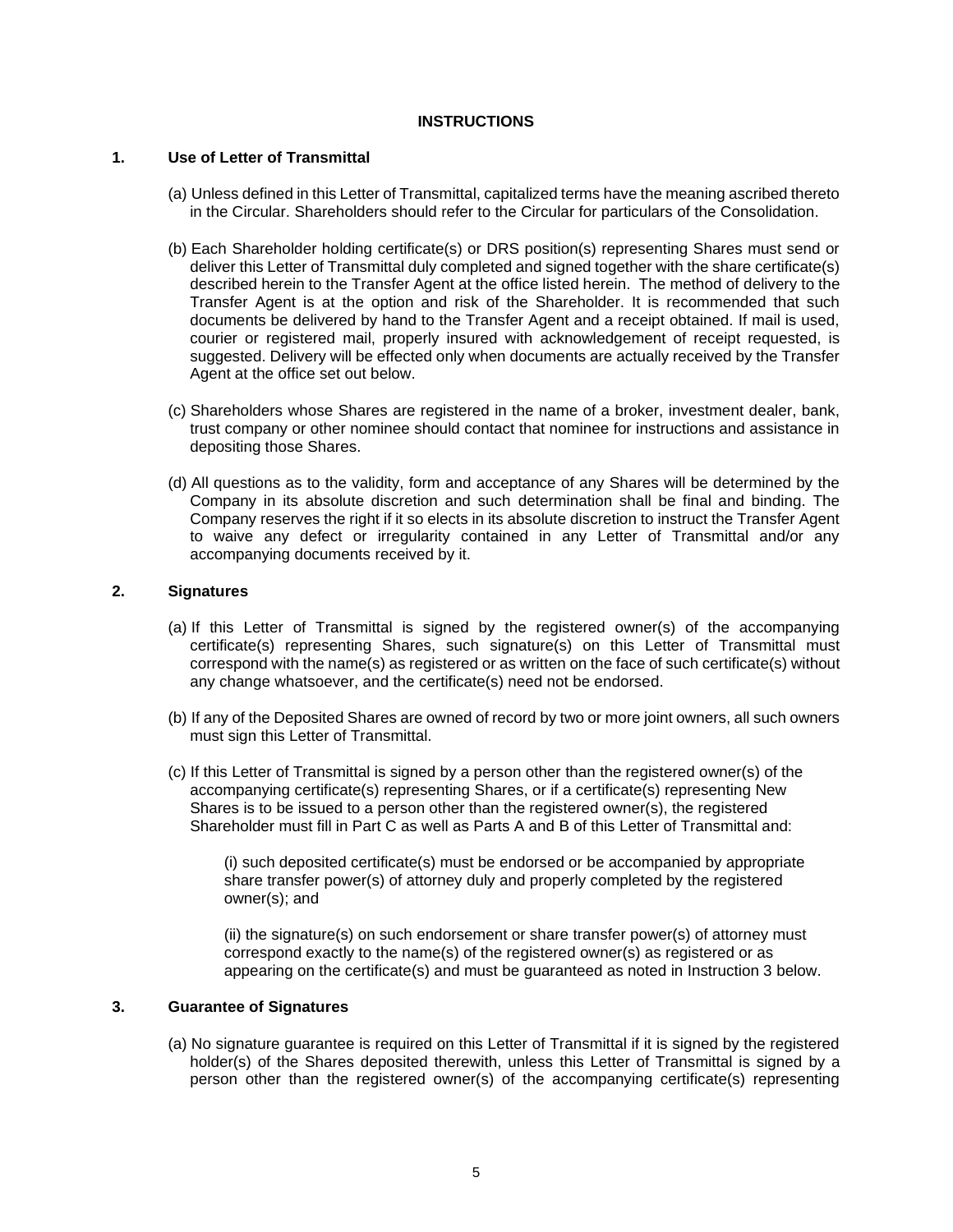# INSTRUCTIONS

## 1. Use of Letter of Transmittal

(a) Unless defined in this Letter of Transmittal, capitalized terms have the meaning ascribed thereto in the Circular. Shareholders should refer to the Circular for particulars of the Consolidation.

(b) Each Shareholder holding certificate(s) or DRS position(s) representing Shares must send or deliver this Letter of Transmittal duly completed and signed together with the share certificate(s) described herein to the Transfer Agent at the office listed herein. The method of delivery to the Transfer Agent is at the option and risk of the Shareholder. It is recommended that such documents be delivered by hand to the Transfer Agent and a receipt obtained. If mail is used, courier or registered mail, properly insured with acknowledgement of receipt requested, is suggested. Delivery will be effected only when documents are actually received by the Transfer Agent at the office set out below.

(c) Shareholders whose Shares are registered in the name of a broker, investment dealer, bank, trust company or other nominee should contact that nominee for instructions and assistance in depositing those Shares.

(d) All questions as to the validity, form and acceptance of any Shares will be determined by the Company in its absolute discretion and such determination shall be final and binding. The Company reserves the right if it so elects in its absolute discretion to instruct the Transfer Agent to waive any defect or irregularity contained in any Letter of Transmittal and/or any accompanying documents received by it.

## 2. Signatures

(a) If this Letter of Transmittal is signed by the registered owner(s) of the accompanying certificate(s) representing Shares, such signature(s) on this Letter of Transmittal must correspond with the name(s) as registered or as written on the face of such certificate(s) without any change whatsoever, and the certificate(s) need not be endorsed.

(b) If any of the Deposited Shares are owned of record by two or more joint owners, all such owners must sign this Letter of Transmittal.

(c) If this Letter of Transmittal is signed by a person other than the registered owner(s) of the accompanying certificate(s) representing Shares, or if a certificate(s) representing New Shares is to be issued to a person other than the registered owner(s), the registered Shareholder must fill in Part C as well as Parts A and B of this Letter of Transmittal and:

(i) such deposited certificate(s) must be endorsed or be accompanied by appropriate share transfer power(s) of attorney duly and properly completed by the registered owner(s); and

(ii) the signature(s) on such endorsement or share transfer power(s) of attorney must correspond exactly to the name(s) of the registered owner(s) as registered or as appearing on the certificate(s) and must be guaranteed as noted in Instruction 3 below.

## 3. Guarantee of Signatures

(a) No signature guarantee is required on this Letter of Transmittal if it is signed by the registered holder(s) of the Shares deposited therewith, unless this Letter of Transmittal is signed by a person other than the registered owner(s) of the accompanying certificate(s) representing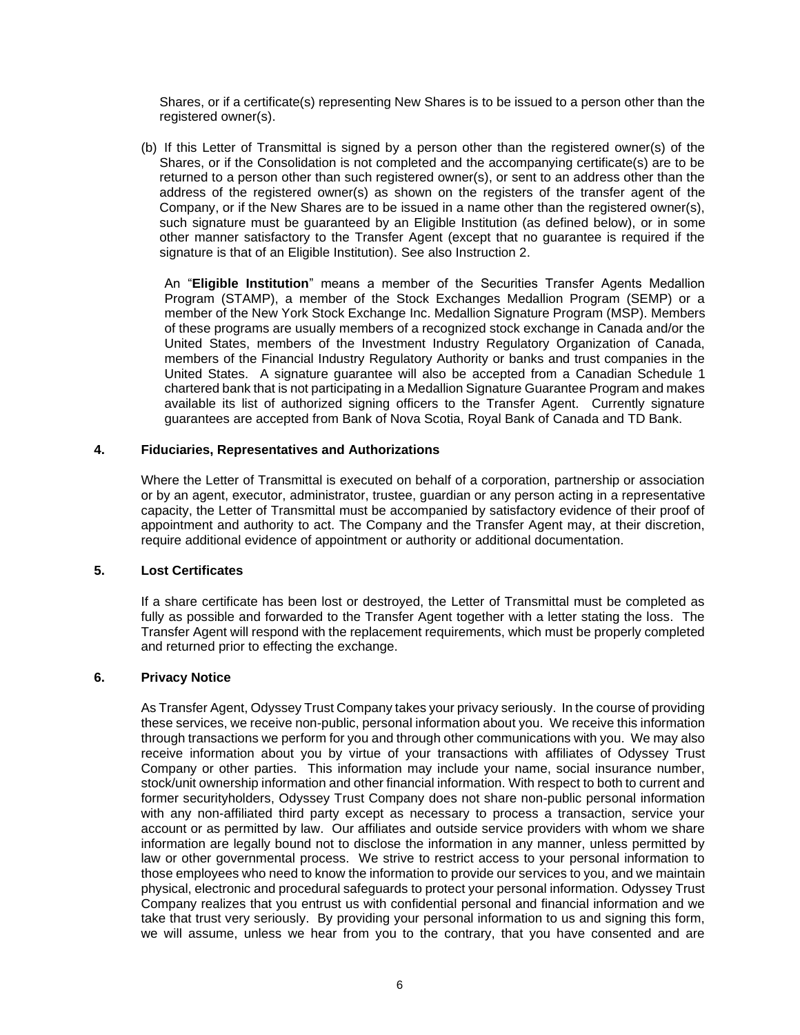Shares, or if a certificate(s) representing New Shares is to be issued to a person other than the registered owner(s).

(b) If this Letter of Transmittal is signed by a person other than the registered owner(s) of the Shares, or if the Consolidation is not completed and the accompanying certificate(s) are to be returned to a person other than such registered owner(s), or sent to an address other than the address of the registered owner(s) as shown on the registers of the transfer agent of the Company, or if the New Shares are to be issued in a name other than the registered owner(s), such signature must be guaranteed by an Eligible Institution (as defined below), or in some other manner satisfactory to the Transfer Agent (except that no guarantee is required if the signature is that of an Eligible Institution). See also Instruction 2.

An "**Eligible Institution**" means a member of the Securities Transfer Agents Medallion Program (STAMP), a member of the Stock Exchanges Medallion Program (SEMP) or a member of the New York Stock Exchange Inc. Medallion Signature Program (MSP). Members of these programs are usually members of a recognized stock exchange in Canada and/or the United States, members of the Investment Industry Regulatory Organization of Canada, members of the Financial Industry Regulatory Authority or banks and trust companies in the United States. A signature guarantee will also be accepted from a Canadian Schedule 1 chartered bank that is not participating in a Medallion Signature Guarantee Program and makes available its list of authorized signing officers to the Transfer Agent. Currently signature guarantees are accepted from Bank of Nova Scotia, Royal Bank of Canada and TD Bank.

**4. Fiduciaries, Representatives and Authorizations**

Where the Letter of Transmittal is executed on behalf of a corporation, partnership or association or by an agent, executor, administrator, trustee, guardian or any person acting in a representative capacity, the Letter of Transmittal must be accompanied by satisfactory evidence of their proof of appointment and authority to act. The Company and the Transfer Agent may, at their discretion, require additional evidence of appointment or authority or additional documentation.

**5. Lost Certificates**

If a share certificate has been lost or destroyed, the Letter of Transmittal must be completed as fully as possible and forwarded to the Transfer Agent together with a letter stating the loss. The Transfer Agent will respond with the replacement requirements, which must be properly completed and returned prior to effecting the exchange.

**6. Privacy Notice**

As Transfer Agent, Odyssey Trust Company takes your privacy seriously. In the course of providing these services, we receive non-public, personal information about you. We receive this information through transactions we perform for you and through other communications with you. We may also receive information about you by virtue of your transactions with affiliates of Odyssey Trust Company or other parties. This information may include your name, social insurance number, stock/unit ownership information and other financial information. With respect to both to current and former securityholders, Odyssey Trust Company does not share non-public personal information with any non-affiliated third party except as necessary to process a transaction, service your account or as permitted by law. Our affiliates and outside service providers with whom we share information are legally bound not to disclose the information in any manner, unless permitted by law or other governmental process. We strive to restrict access to your personal information to those employees who need to know the information to provide our services to you, and we maintain physical, electronic and procedural safeguards to protect your personal information. Odyssey Trust Company realizes that you entrust us with confidential personal and financial information and we take that trust very seriously. By providing your personal information to us and signing this form, we will assume, unless we hear from you to the contrary, that you have consented and are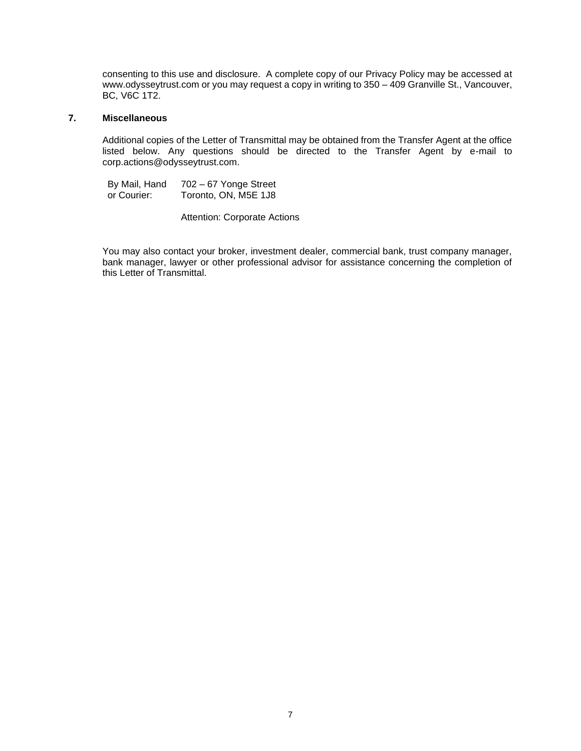consenting to this use and disclosure. A complete copy of our Privacy Policy may be accessed at www.odysseytrust.com or you may request a copy in writing to 350 – 409 Granville St., Vancouver, BC, V6C 1T2.

## 7. Miscellaneous

Additional copies of the Letter of Transmittal may be obtained from the Transfer Agent at the office listed below. Any questions should be directed to the Transfer Agent by e-mail to corp.actions@odysseytrust.com.

| | |
|---|---|
| By Mail, Hand or Courier: | 702 – 67 Yonge Street<br>Toronto, ON, M5E 1J8<br><br>Attention: Corporate Actions |

You may also contact your broker, investment dealer, commercial bank, trust company manager, bank manager, lawyer or other professional advisor for assistance concerning the completion of this Letter of Transmittal.